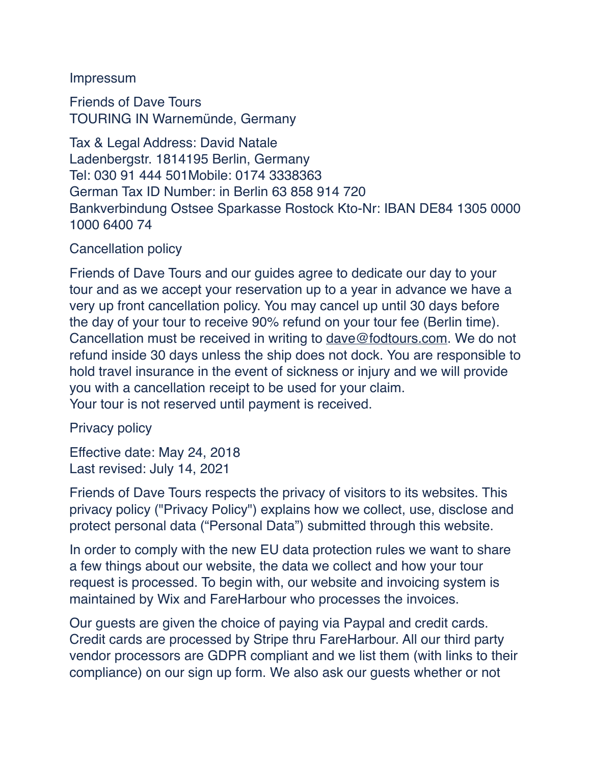Impressum

Friends of Dave Tours
TOURING IN Warnemünde, Germany

Tax & Legal Address: David Natale
Ladenbergstr. 1814195 Berlin, Germany
Tel: 030 91 444 501Mobile: 0174 3338363
German Tax ID Number: in Berlin 63 858 914 720
Bankverbindung Ostsee Sparkasse Rostock Kto-Nr: IBAN DE84 1305 0000 1000 6400 74

Cancellation policy

Friends of Dave Tours and our guides agree to dedicate our day to your tour and as we accept your reservation up to a year in advance we have a very up front cancellation policy. You may cancel up until 30 days before the day of your tour to receive 90% refund on your tour fee (Berlin time). Cancellation must be received in writing to dave@fodtours.com. We do not refund inside 30 days unless the ship does not dock. You are responsible to hold travel insurance in the event of sickness or injury and we will provide you with a cancellation receipt to be used for your claim.
Your tour is not reserved until payment is received.

Privacy policy

Effective date: May 24, 2018
Last revised: July 14, 2021

Friends of Dave Tours respects the privacy of visitors to its websites. This privacy policy ("Privacy Policy") explains how we collect, use, disclose and protect personal data ("Personal Data") submitted through this website.

In order to comply with the new EU data protection rules we want to share a few things about our website, the data we collect and how your tour request is processed. To begin with, our website and invoicing system is maintained by Wix and FareHarbour who processes the invoices.

Our guests are given the choice of paying via Paypal and credit cards. Credit cards are processed by Stripe thru FareHarbour. All our third party vendor processors are GDPR compliant and we list them (with links to their compliance) on our sign up form. We also ask our guests whether or not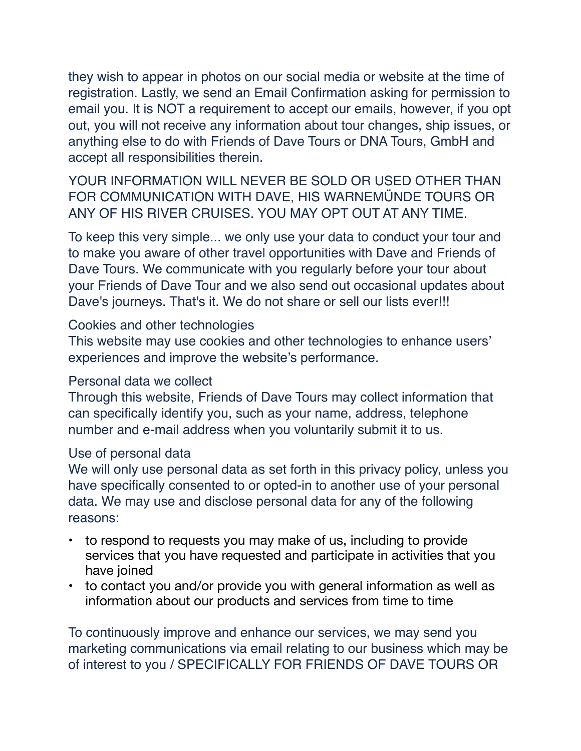they wish to appear in photos on our social media or website at the time of registration. Lastly, we send an Email Confirmation asking for permission to email you. It is NOT a requirement to accept our emails, however, if you opt out, you will not receive any information about tour changes, ship issues, or anything else to do with Friends of Dave Tours or DNA Tours, GmbH and accept all responsibilities therein.

YOUR INFORMATION WILL NEVER BE SOLD OR USED OTHER THAN FOR COMMUNICATION WITH DAVE, HIS WARNEMÜNDE TOURS OR ANY OF HIS RIVER CRUISES. YOU MAY OPT OUT AT ANY TIME.

To keep this very simple... we only use your data to conduct your tour and to make you aware of other travel opportunities with Dave and Friends of Dave Tours. We communicate with you regularly before your tour about your Friends of Dave Tour and we also send out occasional updates about Dave's journeys. That's it. We do not share or sell our lists ever!!!

Cookies and other technologies
This website may use cookies and other technologies to enhance users' experiences and improve the website's performance.

Personal data we collect
Through this website, Friends of Dave Tours may collect information that can specifically identify you, such as your name, address, telephone number and e-mail address when you voluntarily submit it to us.

Use of personal data
We will only use personal data as set forth in this privacy policy, unless you have specifically consented to or opted-in to another use of your personal data. We may use and disclose personal data for any of the following reasons:

- to respond to requests you may make of us, including to provide services that you have requested and participate in activities that you have joined
- to contact you and/or provide you with general information as well as information about our products and services from time to time

To continuously improve and enhance our services, we may send you marketing communications via email relating to our business which may be of interest to you / SPECIFICALLY FOR FRIENDS OF DAVE TOURS OR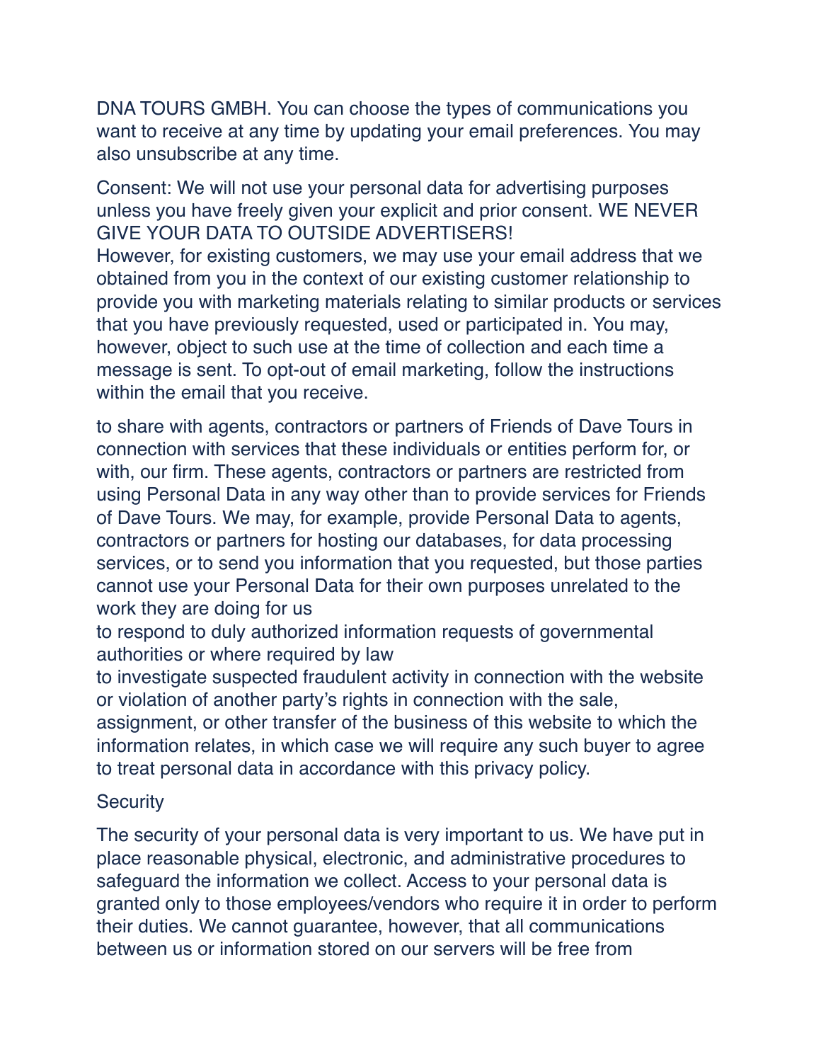DNA TOURS GMBH. You can choose the types of communications you want to receive at any time by updating your email preferences. You may also unsubscribe at any time.

Consent: We will not use your personal data for advertising purposes unless you have freely given your explicit and prior consent. WE NEVER GIVE YOUR DATA TO OUTSIDE ADVERTISERS!
However, for existing customers, we may use your email address that we obtained from you in the context of our existing customer relationship to provide you with marketing materials relating to similar products or services that you have previously requested, used or participated in. You may, however, object to such use at the time of collection and each time a message is sent. To opt-out of email marketing, follow the instructions within the email that you receive.

to share with agents, contractors or partners of Friends of Dave Tours in connection with services that these individuals or entities perform for, or with, our firm. These agents, contractors or partners are restricted from using Personal Data in any way other than to provide services for Friends of Dave Tours. We may, for example, provide Personal Data to agents, contractors or partners for hosting our databases, for data processing services, or to send you information that you requested, but those parties cannot use your Personal Data for their own purposes unrelated to the work they are doing for us
to respond to duly authorized information requests of governmental authorities or where required by law
to investigate suspected fraudulent activity in connection with the website or violation of another party's rights in connection with the sale, assignment, or other transfer of the business of this website to which the information relates, in which case we will require any such buyer to agree to treat personal data in accordance with this privacy policy.

Security

The security of your personal data is very important to us. We have put in place reasonable physical, electronic, and administrative procedures to safeguard the information we collect. Access to your personal data is granted only to those employees/vendors who require it in order to perform their duties. We cannot guarantee, however, that all communications between us or information stored on our servers will be free from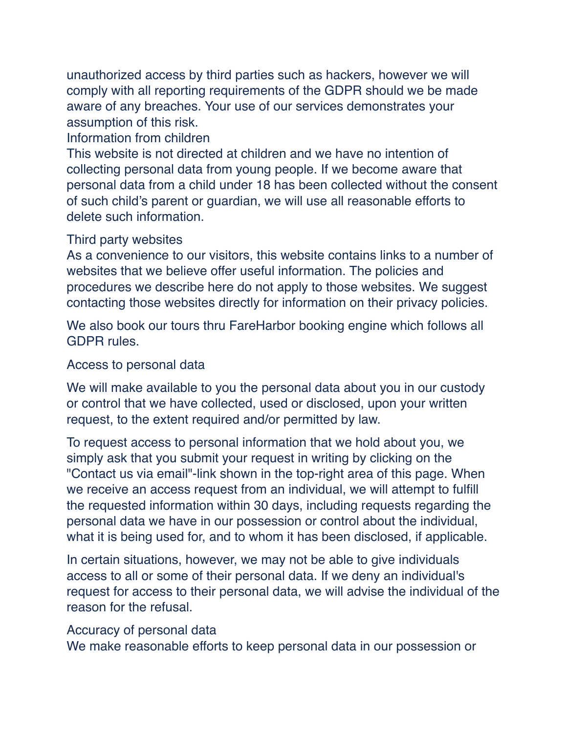unauthorized access by third parties such as hackers, however we will comply with all reporting requirements of the GDPR should we be made aware of any breaches. Your use of our services demonstrates your assumption of this risk.

## Information from children

This website is not directed at children and we have no intention of collecting personal data from young people. If we become aware that personal data from a child under 18 has been collected without the consent of such child's parent or guardian, we will use all reasonable efforts to delete such information.

## Third party websites

As a convenience to our visitors, this website contains links to a number of websites that we believe offer useful information. The policies and procedures we describe here do not apply to those websites. We suggest contacting those websites directly for information on their privacy policies.

We also book our tours thru FareHarbor booking engine which follows all GDPR rules.

## Access to personal data

We will make available to you the personal data about you in our custody or control that we have collected, used or disclosed, upon your written request, to the extent required and/or permitted by law.

To request access to personal information that we hold about you, we simply ask that you submit your request in writing by clicking on the "Contact us via email"-link shown in the top-right area of this page. When we receive an access request from an individual, we will attempt to fulfill the requested information within 30 days, including requests regarding the personal data we have in our possession or control about the individual, what it is being used for, and to whom it has been disclosed, if applicable.

In certain situations, however, we may not be able to give individuals access to all or some of their personal data. If we deny an individual's request for access to their personal data, we will advise the individual of the reason for the refusal.

## Accuracy of personal data

We make reasonable efforts to keep personal data in our possession or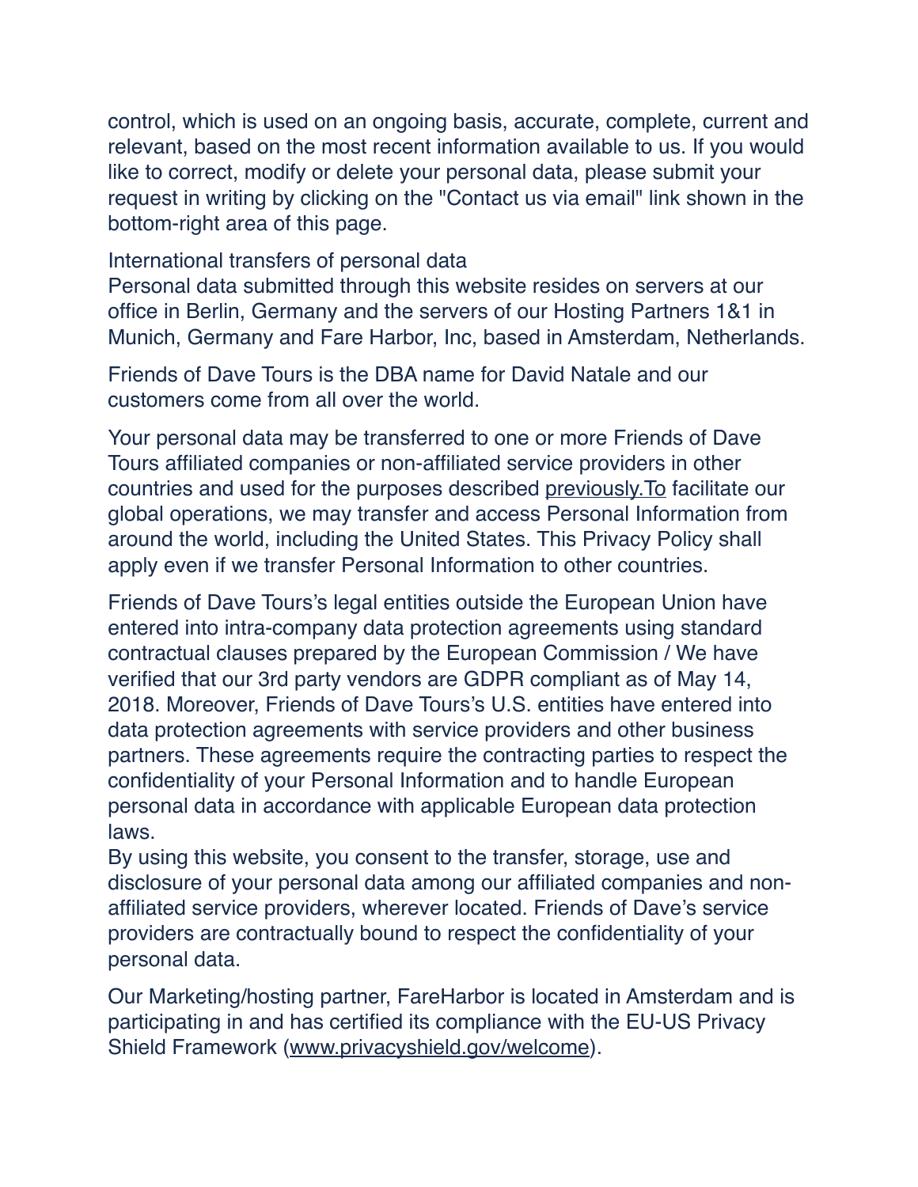control, which is used on an ongoing basis, accurate, complete, current and relevant, based on the most recent information available to us. If you would like to correct, modify or delete your personal data, please submit your request in writing by clicking on the "Contact us via email" link shown in the bottom-right area of this page.

International transfers of personal data
Personal data submitted through this website resides on servers at our office in Berlin, Germany and the servers of our Hosting Partners 1&1 in Munich, Germany and Fare Harbor, Inc, based in Amsterdam, Netherlands.

Friends of Dave Tours is the DBA name for David Natale and our customers come from all over the world.

Your personal data may be transferred to one or more Friends of Dave Tours affiliated companies or non-affiliated service providers in other countries and used for the purposes described previously.To facilitate our global operations, we may transfer and access Personal Information from around the world, including the United States. This Privacy Policy shall apply even if we transfer Personal Information to other countries.

Friends of Dave Tours's legal entities outside the European Union have entered into intra-company data protection agreements using standard contractual clauses prepared by the European Commission / We have verified that our 3rd party vendors are GDPR compliant as of May 14, 2018. Moreover, Friends of Dave Tours's U.S. entities have entered into data protection agreements with service providers and other business partners. These agreements require the contracting parties to respect the confidentiality of your Personal Information and to handle European personal data in accordance with applicable European data protection laws.
By using this website, you consent to the transfer, storage, use and disclosure of your personal data among our affiliated companies and non-affiliated service providers, wherever located. Friends of Dave's service providers are contractually bound to respect the confidentiality of your personal data.

Our Marketing/hosting partner, FareHarbor is located in Amsterdam and is participating in and has certified its compliance with the EU-US Privacy Shield Framework (www.privacyshield.gov/welcome).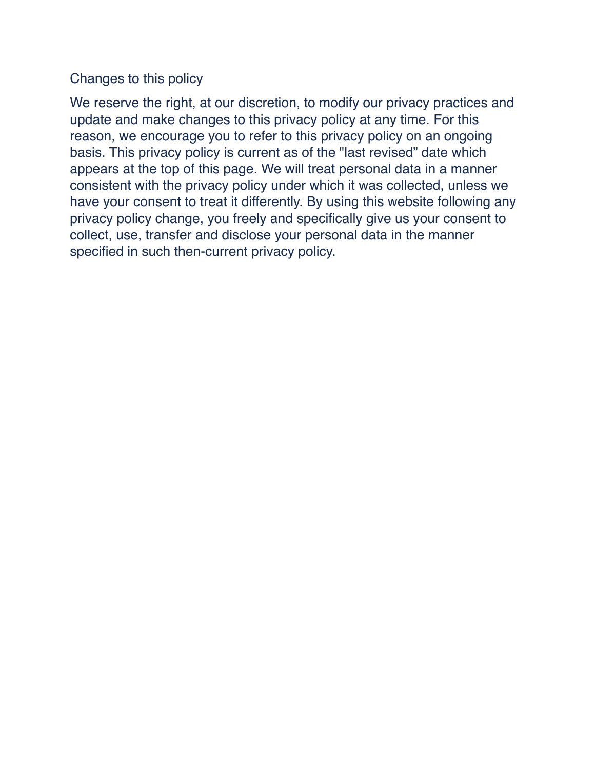## Changes to this policy

We reserve the right, at our discretion, to modify our privacy practices and update and make changes to this privacy policy at any time. For this reason, we encourage you to refer to this privacy policy on an ongoing basis. This privacy policy is current as of the "last revised" date which appears at the top of this page. We will treat personal data in a manner consistent with the privacy policy under which it was collected, unless we have your consent to treat it differently. By using this website following any privacy policy change, you freely and specifically give us your consent to collect, use, transfer and disclose your personal data in the manner specified in such then-current privacy policy.